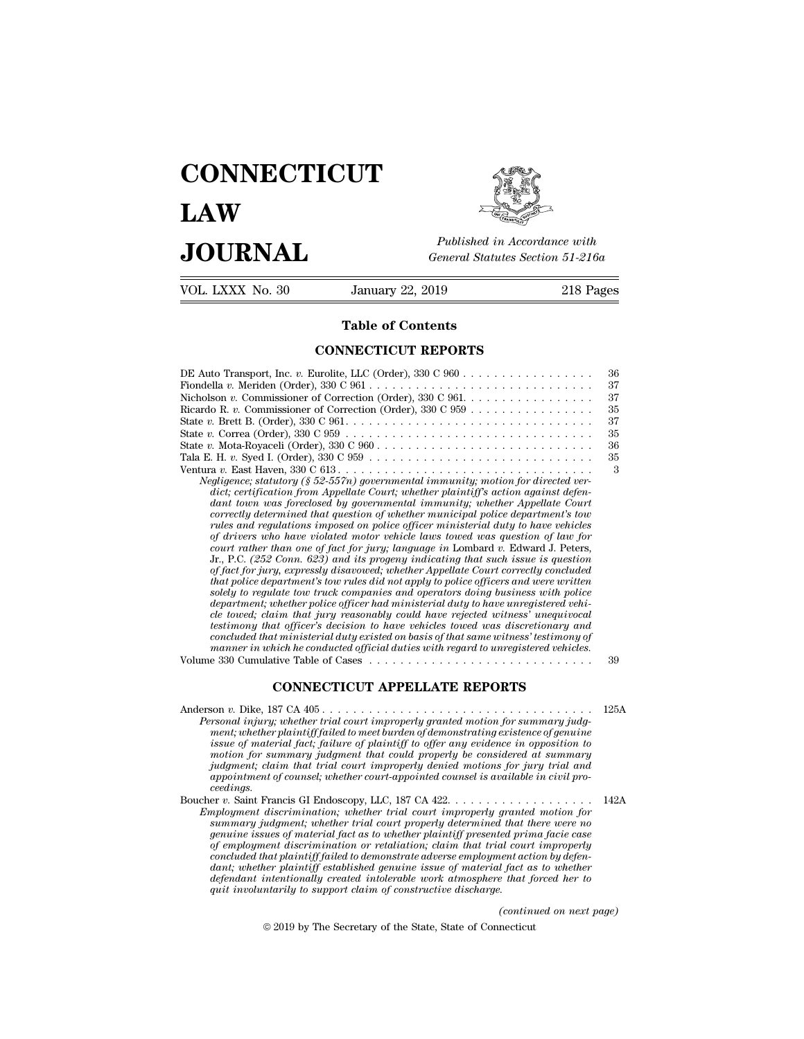# CONNECTICUT LAW JOURNAL

*Published in Accordance with General Statutes Section 51-216a*

VOL. LXXX No. 30 — January 22, 2019 — 218 Pages

## Table of Contents

### CONNECTICUT REPORTS

DE Auto Transport, Inc. *v.* Eurolite, LLC (Order), 330 C 960 . . . . . . . . . . . . . . . . . 36
Fiondella *v.* Meriden (Order), 330 C 961 . . . . . . . . . . . . . . . . . . . . . . . . . . . . . 37
Nicholson *v.* Commissioner of Correction (Order), 330 C 961. . . . . . . . . . . . . . . . . 37
Ricardo R. *v.* Commissioner of Correction (Order), 330 C 959 . . . . . . . . . . . . . . . . 35
State *v.* Brett B. (Order), 330 C 961. . . . . . . . . . . . . . . . . . . . . . . . . . . . . . . . 37
State *v.* Correa (Order), 330 C 959 . . . . . . . . . . . . . . . . . . . . . . . . . . . . . . . . 35
State *v.* Mota-Royaceli (Order), 330 C 960 . . . . . . . . . . . . . . . . . . . . . . . . . . . . 36
Tala E. H. *v.* Syed I. (Order), 330 C 959 . . . . . . . . . . . . . . . . . . . . . . . . . . . . . 35
Ventura *v.* East Haven, 330 C 613 . . . . . . . . . . . . . . . . . . . . . . . . . . . . . . . . . 3

*Negligence; statutory (§ 52-557n) governmental immunity; motion for directed verdict; certification from Appellate Court; whether plaintiff's action against defendant town was foreclosed by governmental immunity; whether Appellate Court correctly determined that question of whether municipal police department's tow rules and regulations imposed on police officer ministerial duty to have vehicles of drivers who have violated motor vehicle laws towed was question of law for court rather than one of fact for jury; language in* Lombard *v.* Edward J. Peters, Jr., P.C. *(252 Conn. 623) and its progeny indicating that such issue is question of fact for jury, expressly disavowed; whether Appellate Court correctly concluded that police department's tow rules did not apply to police officers and were written solely to regulate tow truck companies and operators doing business with police department; whether police officer had ministerial duty to have unregistered vehicle towed; claim that jury reasonably could have rejected witness' unequivocal testimony that officer's decision to have vehicles towed was discretionary and concluded that ministerial duty existed on basis of that same witness' testimony of manner in which he conducted official duties with regard to unregistered vehicles.*

Volume 330 Cumulative Table of Cases . . . . . . . . . . . . . . . . . . . . . . . . . . . . . 39

### CONNECTICUT APPELLATE REPORTS

Anderson *v.* Dike, 187 CA 405 . . . . . . . . . . . . . . . . . . . . . . . . . . . . . . . . . . . 125A

*Personal injury; whether trial court improperly granted motion for summary judgment; whether plaintiff failed to meet burden of demonstrating existence of genuine issue of material fact; failure of plaintiff to offer any evidence in opposition to motion for summary judgment that could properly be considered at summary judgment; claim that trial court improperly denied motions for jury trial and appointment of counsel; whether court-appointed counsel is available in civil proceedings.*

Boucher *v.* Saint Francis GI Endoscopy, LLC, 187 CA 422. . . . . . . . . . . . . . . . . . . 142A

*Employment discrimination; whether trial court improperly granted motion for summary judgment; whether trial court properly determined that there were no genuine issues of material fact as to whether plaintiff presented prima facie case of employment discrimination or retaliation; claim that trial court improperly concluded that plaintiff failed to demonstrate adverse employment action by defendant; whether plaintiff established genuine issue of material fact as to whether defendant intentionally created intolerable work atmosphere that forced her to quit involuntarily to support claim of constructive discharge.*

*(continued on next page)*

© 2019 by The Secretary of the State, State of Connecticut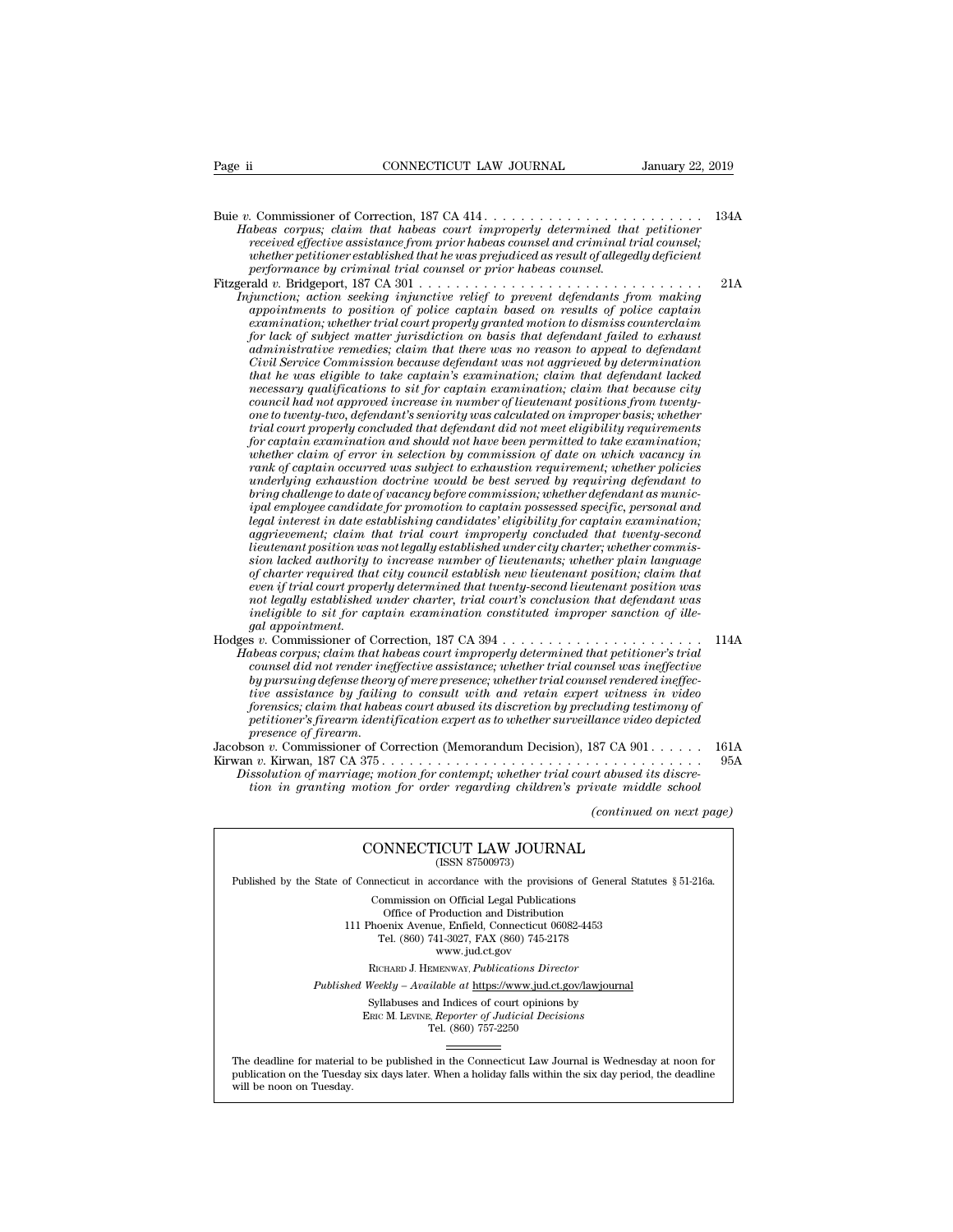Buie *v.* Commissioner of Correction, 187 CA 414 . . . . . . . . . . . . . . . . . . . . . . . . 134A
*Habeas corpus; claim that habeas court improperly determined that petitioner received effective assistance from prior habeas counsel and criminal trial counsel; whether petitioner established that he was prejudiced as result of allegedly deficient performance by criminal trial counsel or prior habeas counsel.*

Fitzgerald *v.* Bridgeport, 187 CA 301 . . . . . . . . . . . . . . . . . . . . . . . . . . . . . . . 21A
*Injunction; action seeking injunctive relief to prevent defendants from making appointments to position of police captain based on results of police captain examination; whether trial court properly granted motion to dismiss counterclaim for lack of subject matter jurisdiction on basis that defendant failed to exhaust administrative remedies; claim that there was no reason to appeal to defendant Civil Service Commission because defendant was not aggrieved by determination that he was eligible to take captain's examination; claim that defendant lacked necessary qualifications to sit for captain examination; claim that because city council had not approved increase in number of lieutenant positions from twenty-one to twenty-two, defendant's seniority was calculated on improper basis; whether trial court properly concluded that defendant did not meet eligibility requirements for captain examination and should not have been permitted to take examination; whether claim of error in selection by commission of date on which vacancy in rank of captain occurred was subject to exhaustion requirement; whether policies underlying exhaustion doctrine would be best served by requiring defendant to bring challenge to date of vacancy before commission; whether defendant as municipal employee candidate for promotion to captain possessed specific, personal and legal interest in date establishing candidates' eligibility for captain examination; aggrievement; claim that trial court improperly concluded that twenty-second lieutenant position was not legally established under city charter; whether commission lacked authority to increase number of lieutenants; whether plain language of charter required that city council establish new lieutenant position; claim that even if trial court properly determined that twenty-second lieutenant position was not legally established under charter, trial court's conclusion that defendant was ineligible to sit for captain examination constituted improper sanction of illegal appointment.*

Hodges *v.* Commissioner of Correction, 187 CA 394 . . . . . . . . . . . . . . . . . . . . . . 114A
*Habeas corpus; claim that habeas court improperly determined that petitioner's trial counsel did not render ineffective assistance; whether trial counsel was ineffective by pursuing defense theory of mere presence; whether trial counsel rendered ineffective assistance by failing to consult with and retain expert witness in video forensics; claim that habeas court abused its discretion by precluding testimony of petitioner's firearm identification expert as to whether surveillance video depicted presence of firearm.*

Jacobson *v.* Commissioner of Correction (Memorandum Decision), 187 CA 901 . . . . . . 161A

Kirwan *v.* Kirwan, 187 CA 375 . . . . . . . . . . . . . . . . . . . . . . . . . . . . . . . . . . . 95A
*Dissolution of marriage; motion for contempt; whether trial court abused its discretion in granting motion for order regarding children's private middle school*

*(continued on next page)*

CONNECTICUT LAW JOURNAL
(ISSN 87500973)

Published by the State of Connecticut in accordance with the provisions of General Statutes § 51-216a.

Commission on Official Legal Publications
Office of Production and Distribution
111 Phoenix Avenue, Enfield, Connecticut 06082-4453
Tel. (860) 741-3027, FAX (860) 745-2178
www.jud.ct.gov

RICHARD J. HEMENWAY, *Publications Director*

*Published Weekly – Available at* https://www.jud.ct.gov/lawjournal

Syllabuses and Indices of court opinions by
ERIC M. LEVINE, *Reporter of Judicial Decisions*
Tel. (860) 757-2250

The deadline for material to be published in the Connecticut Law Journal is Wednesday at noon for publication on the Tuesday six days later. When a holiday falls within the six day period, the deadline will be noon on Tuesday.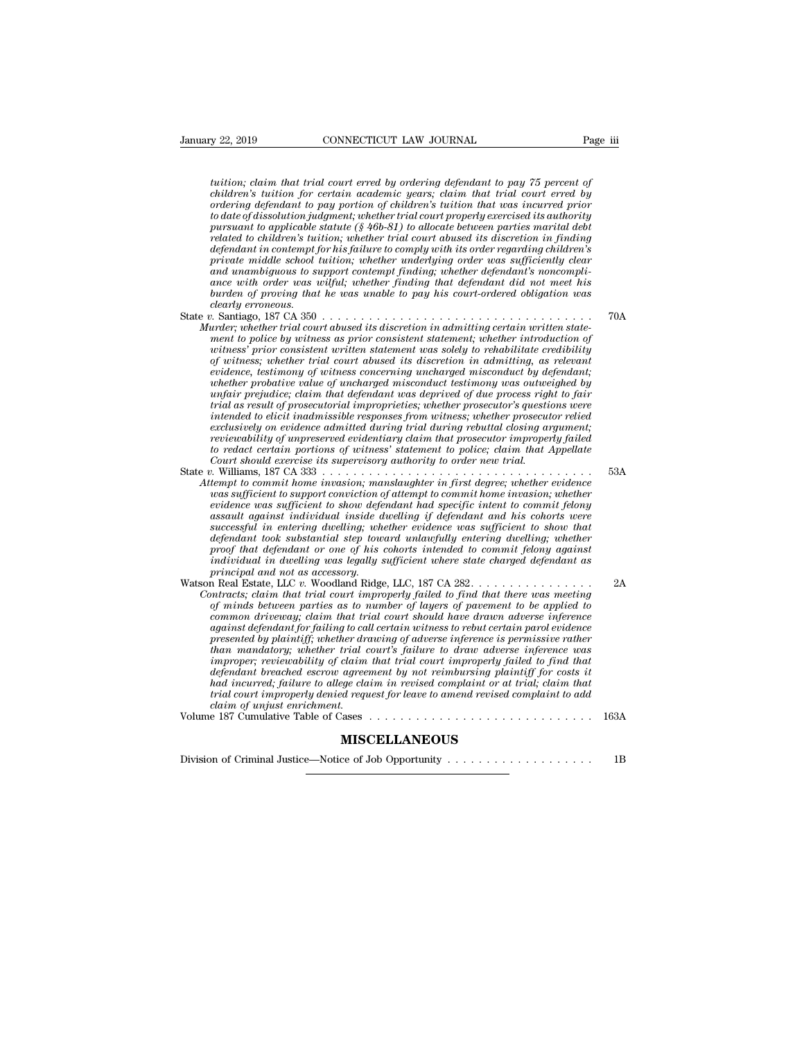*tuition; claim that trial court erred by ordering defendant to pay 75 percent of children's tuition for certain academic years; claim that trial court erred by ordering defendant to pay portion of children's tuition that was incurred prior to date of dissolution judgment; whether trial court properly exercised its authority pursuant to applicable statute (§ 46b-81) to allocate between parties marital debt related to children's tuition; whether trial court abused its discretion in finding defendant in contempt for his failure to comply with its order regarding children's private middle school tuition; whether underlying order was sufficiently clear and unambiguous to support contempt finding; whether defendant's noncompliance with order was wilful; whether finding that defendant did not meet his burden of proving that he was unable to pay his court-ordered obligation was clearly erroneous.*

State *v.* Santiago, 187 CA 350 . . . . . . . . . . . . . . . . . . . . . . . . . . . . . . . . . . . . 70A

*Murder; whether trial court abused its discretion in admitting certain written statement to police by witness as prior consistent statement; whether introduction of witness' prior consistent written statement was solely to rehabilitate credibility of witness; whether trial court abused its discretion in admitting, as relevant evidence, testimony of witness concerning uncharged misconduct by defendant; whether probative value of uncharged misconduct testimony was outweighed by unfair prejudice; claim that defendant was deprived of due process right to fair trial as result of prosecutorial improprieties; whether prosecutor's questions were intended to elicit inadmissible responses from witness; whether prosecutor relied exclusively on evidence admitted during trial during rebuttal closing argument; reviewability of unpreserved evidentiary claim that prosecutor improperly failed to redact certain portions of witness' statement to police; claim that Appellate Court should exercise its supervisory authority to order new trial.*

State *v.* Williams, 187 CA 333 . . . . . . . . . . . . . . . . . . . . . . . . . . . . . . . . . . . . 53A

*Attempt to commit home invasion; manslaughter in first degree; whether evidence was sufficient to support conviction of attempt to commit home invasion; whether evidence was sufficient to show defendant had specific intent to commit felony assault against individual inside dwelling if defendant and his cohorts were successful in entering dwelling; whether evidence was sufficient to show that defendant took substantial step toward unlawfully entering dwelling; whether proof that defendant or one of his cohorts intended to commit felony against individual in dwelling was legally sufficient where state charged defendant as principal and not as accessory.*

Watson Real Estate, LLC *v.* Woodland Ridge, LLC, 187 CA 282. . . . . . . . . . . . . . . . 2A

*Contracts; claim that trial court improperly failed to find that there was meeting of minds between parties as to number of layers of pavement to be applied to common driveway; claim that trial court should have drawn adverse inference against defendant for failing to call certain witness to rebut certain parol evidence presented by plaintiff; whether drawing of adverse inference is permissive rather than mandatory; whether trial court's failure to draw adverse inference was improper; reviewability of claim that trial court improperly failed to find that defendant breached escrow agreement by not reimbursing plaintiff for costs it had incurred; failure to allege claim in revised complaint or at trial; claim that trial court improperly denied request for leave to amend revised complaint to add claim of unjust enrichment.*

Volume 187 Cumulative Table of Cases . . . . . . . . . . . . . . . . . . . . . . . . . . . . . 163A

## MISCELLANEOUS

Division of Criminal Justice—Notice of Job Opportunity . . . . . . . . . . . . . . . . . . . 1B